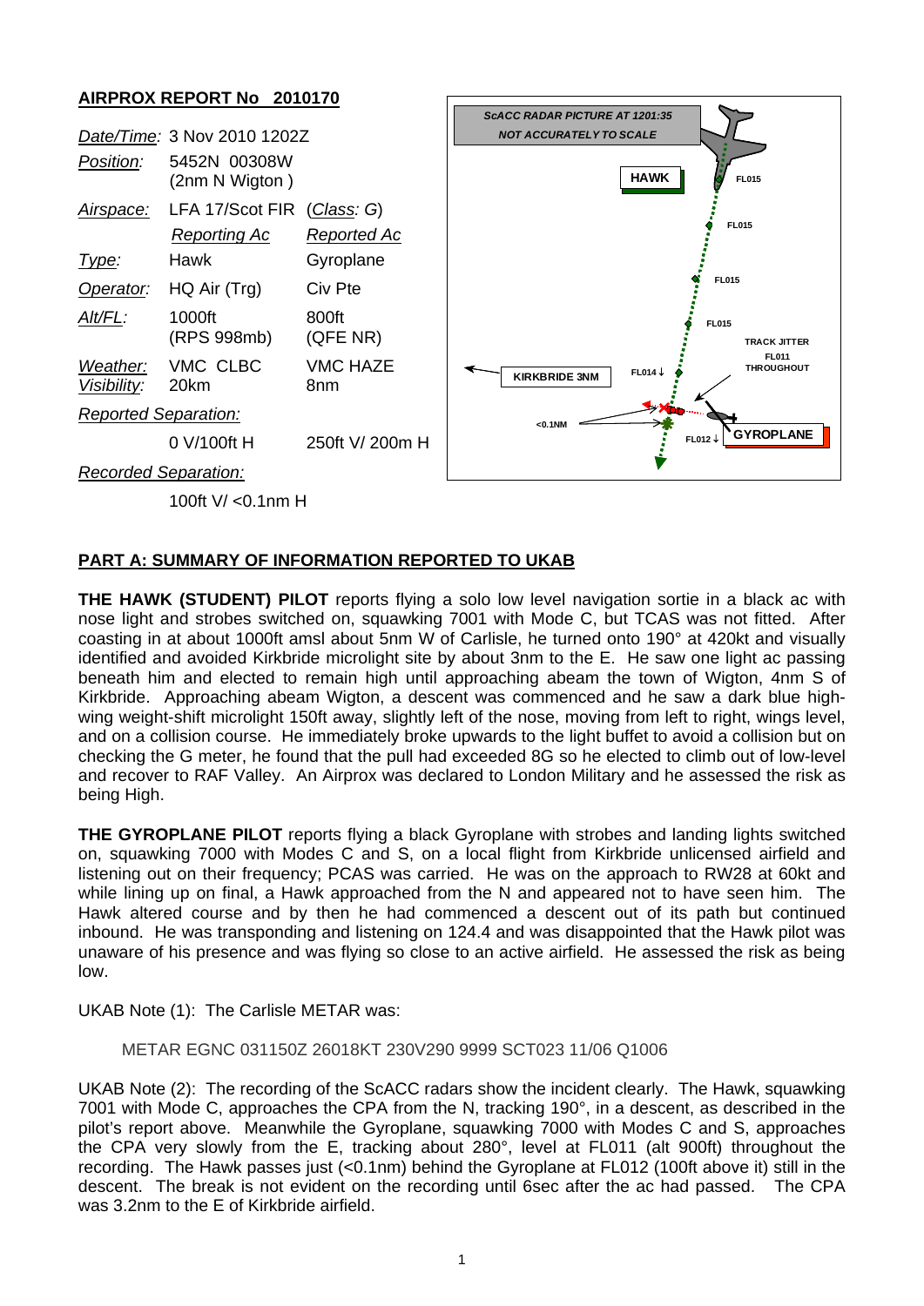## AIRPROX REPORT No 2010170

| | | |
|---|---|---|
| *Date/Time:* | 3 Nov 2010 1202Z | |
| *Position:* | 5452N 00308W (2nm N Wigton) | |
| *Airspace:* | LFA 17/Scot FIR | (*Class:* G) |
| | *Reporting Ac* | *Reported Ac* |
| *Type:* | Hawk | Gyroplane |
| *Operator:* | HQ Air (Trg) | Civ Pte |
| *Alt/FL:* | 1000ft (RPS 998mb) | 800ft (QFE NR) |
| *Weather:* | VMC CLBC | VMC HAZE |
| *Visibility:* | 20km | 8nm |
| *Reported Separation:* | | |
| | 0 V/100ft H | 250ft V/ 200m H |
| *Recorded Separation:* | | |
| | 100ft V/ <0.1nm H | |

ScACC RADAR PICTURE AT 1201:35
NOT ACCURATELY TO SCALE

HAWK — FL015, FL015, FL015, FL015, FL014↓, FL012↓
TRACK JITTER FL011 THROUGHOUT
KIRKBRIDE 3NM
<0.1NM
GYROPLANE

## PART A: SUMMARY OF INFORMATION REPORTED TO UKAB

**THE HAWK (STUDENT) PILOT** reports flying a solo low level navigation sortie in a black ac with nose light and strobes switched on, squawking 7001 with Mode C, but TCAS was not fitted. After coasting in at about 1000ft amsl about 5nm W of Carlisle, he turned onto 190° at 420kt and visually identified and avoided Kirkbride microlight site by about 3nm to the E. He saw one light ac passing beneath him and elected to remain high until approaching abeam the town of Wigton, 4nm S of Kirkbride. Approaching abeam Wigton, a descent was commenced and he saw a dark blue high-wing weight-shift microlight 150ft away, slightly left of the nose, moving from left to right, wings level, and on a collision course. He immediately broke upwards to the light buffet to avoid a collision but on checking the G meter, he found that the pull had exceeded 8G so he elected to climb out of low-level and recover to RAF Valley. An Airprox was declared to London Military and he assessed the risk as being High.

**THE GYROPLANE PILOT** reports flying a black Gyroplane with strobes and landing lights switched on, squawking 7000 with Modes C and S, on a local flight from Kirkbride unlicensed airfield and listening out on their frequency; PCAS was carried. He was on the approach to RW28 at 60kt and while lining up on final, a Hawk approached from the N and appeared not to have seen him. The Hawk altered course and by then he had commenced a descent out of its path but continued inbound. He was transponding and listening on 124.4 and was disappointed that the Hawk pilot was unaware of his presence and was flying so close to an active airfield. He assessed the risk as being low.

UKAB Note (1): The Carlisle METAR was:

METAR EGNC 031150Z 26018KT 230V290 9999 SCT023 11/06 Q1006

UKAB Note (2): The recording of the ScACC radars show the incident clearly. The Hawk, squawking 7001 with Mode C, approaches the CPA from the N, tracking 190°, in a descent, as described in the pilot's report above. Meanwhile the Gyroplane, squawking 7000 with Modes C and S, approaches the CPA very slowly from the E, tracking about 280°, level at FL011 (alt 900ft) throughout the recording. The Hawk passes just (<0.1nm) behind the Gyroplane at FL012 (100ft above it) still in the descent. The break is not evident on the recording until 6sec after the ac had passed. The CPA was 3.2nm to the E of Kirkbride airfield.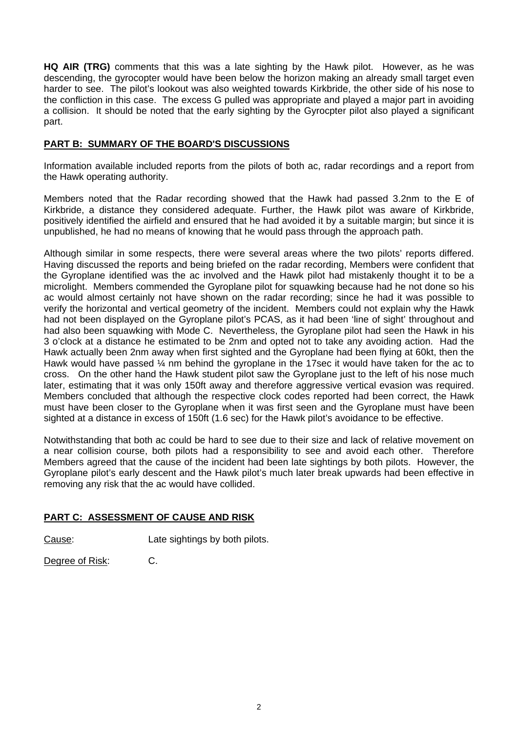**HQ AIR (TRG)** comments that this was a late sighting by the Hawk pilot. However, as he was descending, the gyrocopter would have been below the horizon making an already small target even harder to see. The pilot's lookout was also weighted towards Kirkbride, the other side of his nose to the confliction in this case. The excess G pulled was appropriate and played a major part in avoiding a collision. It should be noted that the early sighting by the Gyrocpter pilot also played a significant part.

## PART B: SUMMARY OF THE BOARD'S DISCUSSIONS

Information available included reports from the pilots of both ac, radar recordings and a report from the Hawk operating authority.

Members noted that the Radar recording showed that the Hawk had passed 3.2nm to the E of Kirkbride, a distance they considered adequate. Further, the Hawk pilot was aware of Kirkbride, positively identified the airfield and ensured that he had avoided it by a suitable margin; but since it is unpublished, he had no means of knowing that he would pass through the approach path.

Although similar in some respects, there were several areas where the two pilots' reports differed. Having discussed the reports and being briefed on the radar recording, Members were confident that the Gyroplane identified was the ac involved and the Hawk pilot had mistakenly thought it to be a microlight. Members commended the Gyroplane pilot for squawking because had he not done so his ac would almost certainly not have shown on the radar recording; since he had it was possible to verify the horizontal and vertical geometry of the incident. Members could not explain why the Hawk had not been displayed on the Gyroplane pilot's PCAS, as it had been 'line of sight' throughout and had also been squawking with Mode C. Nevertheless, the Gyroplane pilot had seen the Hawk in his 3 o'clock at a distance he estimated to be 2nm and opted not to take any avoiding action. Had the Hawk actually been 2nm away when first sighted and the Gyroplane had been flying at 60kt, then the Hawk would have passed ¼ nm behind the gyroplane in the 17sec it would have taken for the ac to cross. On the other hand the Hawk student pilot saw the Gyroplane just to the left of his nose much later, estimating that it was only 150ft away and therefore aggressive vertical evasion was required. Members concluded that although the respective clock codes reported had been correct, the Hawk must have been closer to the Gyroplane when it was first seen and the Gyroplane must have been sighted at a distance in excess of 150ft (1.6 sec) for the Hawk pilot's avoidance to be effective.

Notwithstanding that both ac could be hard to see due to their size and lack of relative movement on a near collision course, both pilots had a responsibility to see and avoid each other. Therefore Members agreed that the cause of the incident had been late sightings by both pilots. However, the Gyroplane pilot's early descent and the Hawk pilot's much later break upwards had been effective in removing any risk that the ac would have collided.

## PART C: ASSESSMENT OF CAUSE AND RISK

Cause: Late sightings by both pilots.

Degree of Risk: C.